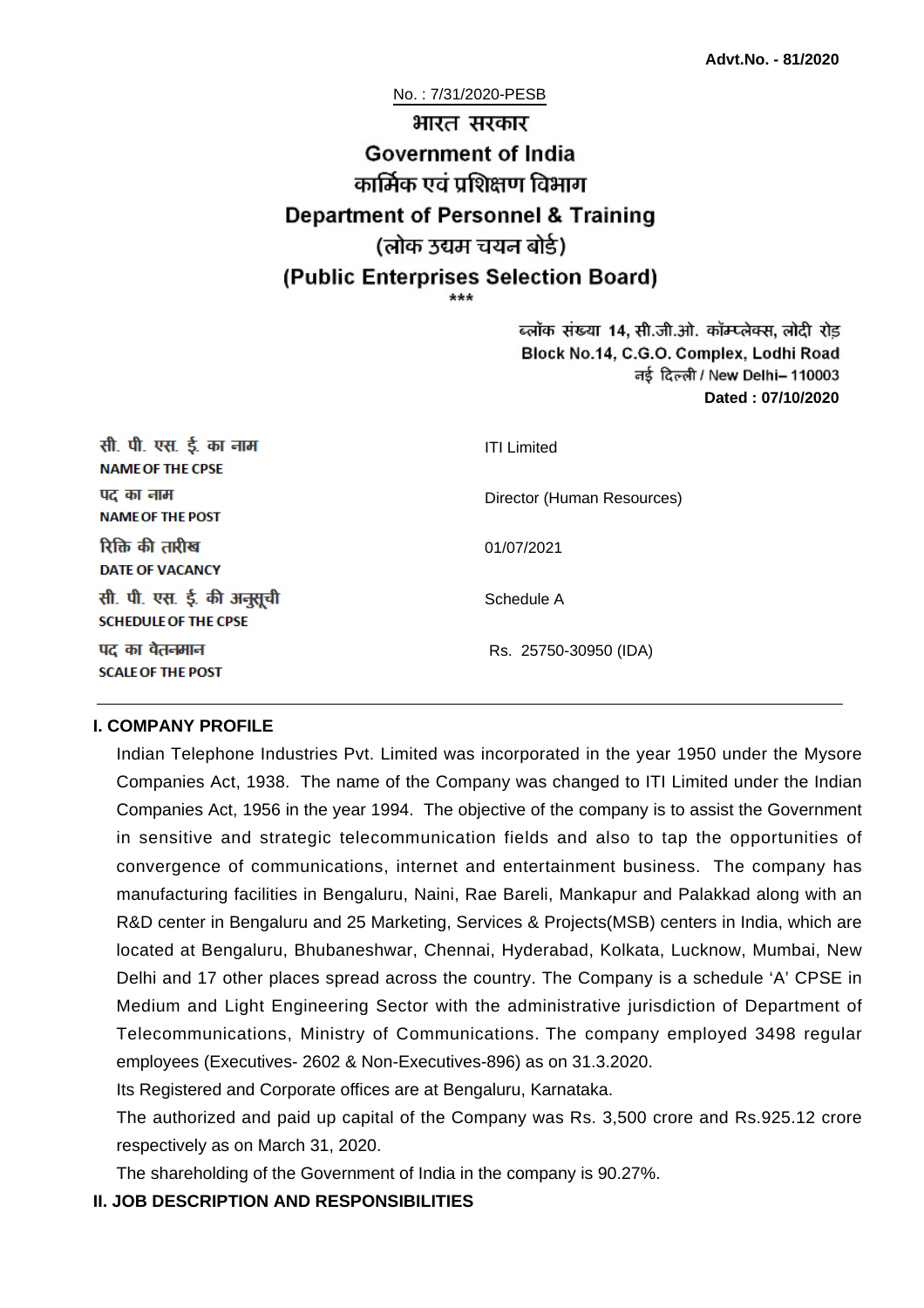**Advt.No. - 81/2020**

No. : 7/31/2020-PESB

# भारत सरकार
# Government of India
## कार्मिक एवं प्रशिक्षण विभाग
## Department of Personnel & Training
## (लोक उद्यम चयन बोर्ड)
## (Public Enterprises Selection Board)

\*\*\*

ब्लॉक संख्या 14, सी.जी.ओ. कॉम्प्लेक्स, लोदी रोड
Block No.14, C.G.O. Complex, Lodhi Road
नई दिल्ली / New Delhi– 110003
**Dated : 07/10/2020**

| | |
|---|---|
| सी. पी. एस. ई. का नाम<br>**NAME OF THE CPSE** | ITI Limited |
| पद का नाम<br>**NAME OF THE POST** | Director (Human Resources) |
| रिक्ति की तारीख<br>**DATE OF VACANCY** | 01/07/2021 |
| सी. पी. एस. ई. की अनुसूची<br>**SCHEDULE OF THE CPSE** | Schedule A |
| पद का वेतनमान<br>**SCALE OF THE POST** | Rs. 25750-30950 (IDA) |

### I. COMPANY PROFILE

Indian Telephone Industries Pvt. Limited was incorporated in the year 1950 under the Mysore Companies Act, 1938. The name of the Company was changed to ITI Limited under the Indian Companies Act, 1956 in the year 1994. The objective of the company is to assist the Government in sensitive and strategic telecommunication fields and also to tap the opportunities of convergence of communications, internet and entertainment business. The company has manufacturing facilities in Bengaluru, Naini, Rae Bareli, Mankapur and Palakkad along with an R&D center in Bengaluru and 25 Marketing, Services & Projects(MSB) centers in India, which are located at Bengaluru, Bhubaneshwar, Chennai, Hyderabad, Kolkata, Lucknow, Mumbai, New Delhi and 17 other places spread across the country. The Company is a schedule 'A' CPSE in Medium and Light Engineering Sector with the administrative jurisdiction of Department of Telecommunications, Ministry of Communications. The company employed 3498 regular employees (Executives- 2602 & Non-Executives-896) as on 31.3.2020.

Its Registered and Corporate offices are at Bengaluru, Karnataka.

The authorized and paid up capital of the Company was Rs. 3,500 crore and Rs.925.12 crore respectively as on March 31, 2020.

The shareholding of the Government of India in the company is 90.27%.

### II. JOB DESCRIPTION AND RESPONSIBILITIES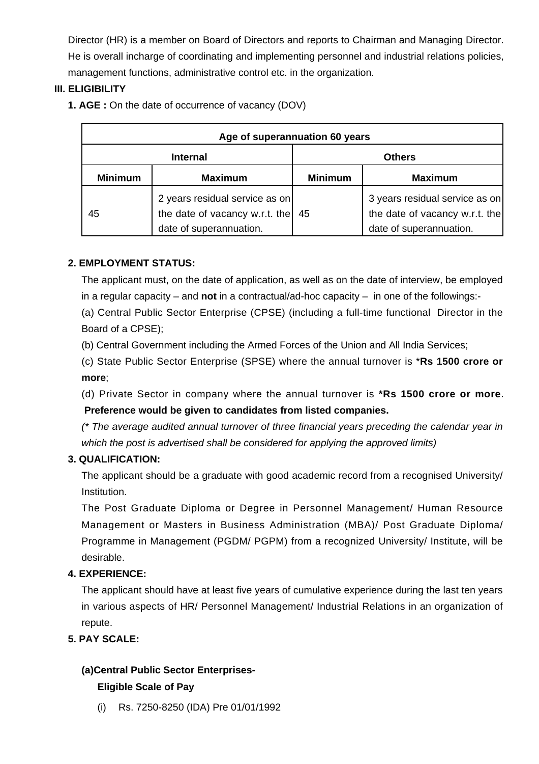Director (HR) is a member on Board of Directors and reports to Chairman and Managing Director. He is overall incharge of coordinating and implementing personnel and industrial relations policies, management functions, administrative control etc. in the organization.

### III. ELIGIBILITY

**1. AGE :** On the date of occurrence of vacancy (DOV)

| Age of superannuation 60 years | | | |
|---|---|---|---|
| **Internal** | | **Others** | |
| **Minimum** | **Maximum** | **Minimum** | **Maximum** |
| 45 | 2 years residual service as on the date of vacancy w.r.t. the date of superannuation. | 45 | 3 years residual service as on the date of vacancy w.r.t. the date of superannuation. |

**2. EMPLOYMENT STATUS:**

The applicant must, on the date of application, as well as on the date of interview, be employed in a regular capacity – and **not** in a contractual/ad-hoc capacity – in one of the followings:-

(a) Central Public Sector Enterprise (CPSE) (including a full-time functional Director in the Board of a CPSE);

(b) Central Government including the Armed Forces of the Union and All India Services;

(c) State Public Sector Enterprise (SPSE) where the annual turnover is ***Rs 1500 crore or more**;

(d) Private Sector in company where the annual turnover is ***Rs 1500 crore or more**. **Preference would be given to candidates from listed companies.**

*(* The average audited annual turnover of three financial years preceding the calendar year in which the post is advertised shall be considered for applying the approved limits)*

**3. QUALIFICATION:**

The applicant should be a graduate with good academic record from a recognised University/ Institution.

The Post Graduate Diploma or Degree in Personnel Management/ Human Resource Management or Masters in Business Administration (MBA)/ Post Graduate Diploma/ Programme in Management (PGDM/ PGPM) from a recognized University/ Institute, will be desirable.

**4. EXPERIENCE:**

The applicant should have at least five years of cumulative experience during the last ten years in various aspects of HR/ Personnel Management/ Industrial Relations in an organization of repute.

**5. PAY SCALE:**

**(a)Central Public Sector Enterprises-**

**Eligible Scale of Pay**

(i) Rs. 7250-8250 (IDA) Pre 01/01/1992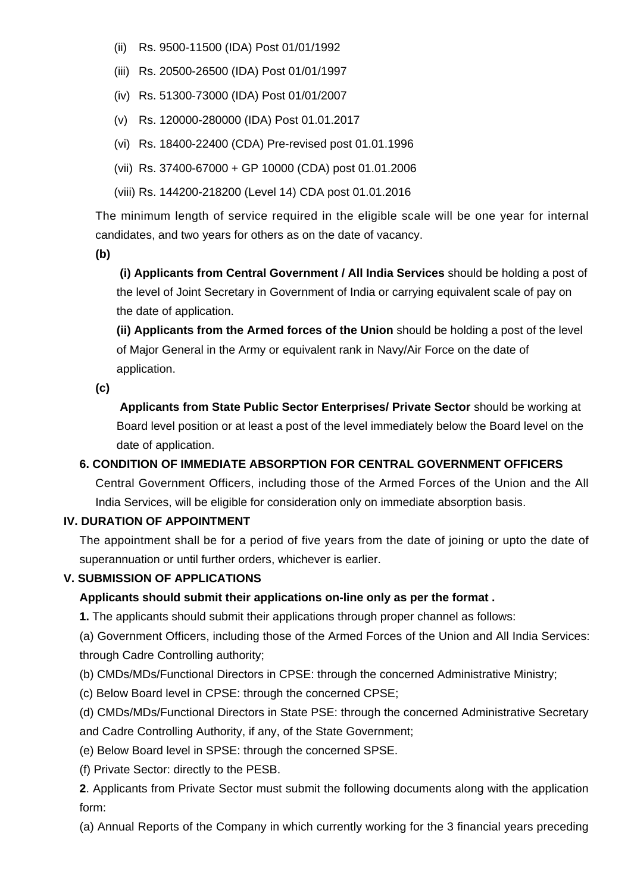(ii) Rs. 9500-11500 (IDA) Post 01/01/1992

(iii) Rs. 20500-26500 (IDA) Post 01/01/1997

(iv) Rs. 51300-73000 (IDA) Post 01/01/2007

(v) Rs. 120000-280000 (IDA) Post 01.01.2017

(vi) Rs. 18400-22400 (CDA) Pre-revised post 01.01.1996

(vii) Rs. 37400-67000 + GP 10000 (CDA) post 01.01.2006

(viii) Rs. 144200-218200 (Level 14) CDA post 01.01.2016

The minimum length of service required in the eligible scale will be one year for internal candidates, and two years for others as on the date of vacancy.

**(b)**

**(i) Applicants from Central Government / All India Services** should be holding a post of the level of Joint Secretary in Government of India or carrying equivalent scale of pay on the date of application.

**(ii) Applicants from the Armed forces of the Union** should be holding a post of the level of Major General in the Army or equivalent rank in Navy/Air Force on the date of application.

**(c)**

**Applicants from State Public Sector Enterprises/ Private Sector** should be working at Board level position or at least a post of the level immediately below the Board level on the date of application.

**6. CONDITION OF IMMEDIATE ABSORPTION FOR CENTRAL GOVERNMENT OFFICERS**

Central Government Officers, including those of the Armed Forces of the Union and the All India Services, will be eligible for consideration only on immediate absorption basis.

## IV. DURATION OF APPOINTMENT

The appointment shall be for a period of five years from the date of joining or upto the date of superannuation or until further orders, whichever is earlier.

## V. SUBMISSION OF APPLICATIONS

**Applicants should submit their applications on-line only as per the format .**

**1.** The applicants should submit their applications through proper channel as follows:

(a) Government Officers, including those of the Armed Forces of the Union and All India Services: through Cadre Controlling authority;

(b) CMDs/MDs/Functional Directors in CPSE: through the concerned Administrative Ministry;

(c) Below Board level in CPSE: through the concerned CPSE;

(d) CMDs/MDs/Functional Directors in State PSE: through the concerned Administrative Secretary and Cadre Controlling Authority, if any, of the State Government;

(e) Below Board level in SPSE: through the concerned SPSE.

(f) Private Sector: directly to the PESB.

**2**. Applicants from Private Sector must submit the following documents along with the application form:

(a) Annual Reports of the Company in which currently working for the 3 financial years preceding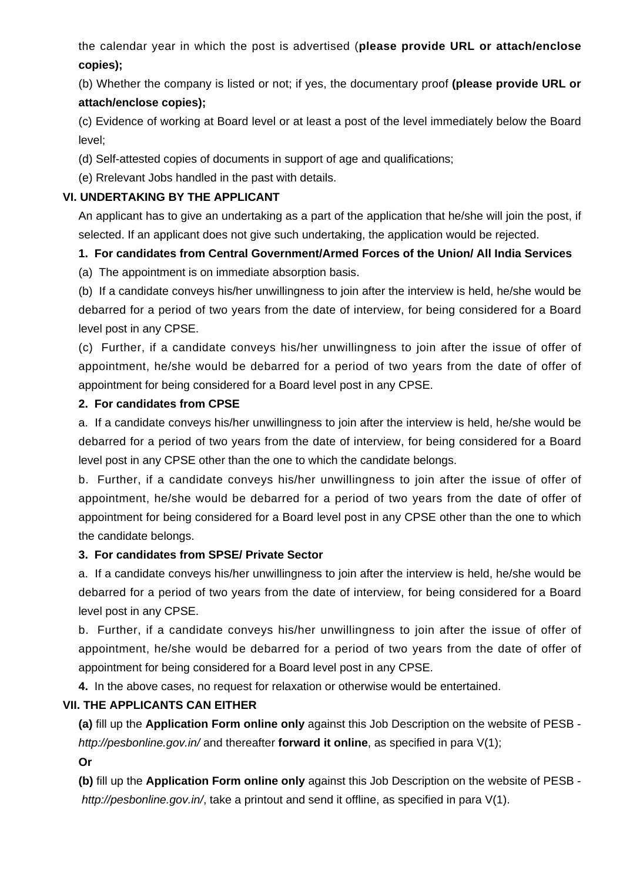the calendar year in which the post is advertised (**please provide URL or attach/enclose copies);**

(b) Whether the company is listed or not; if yes, the documentary proof **(please provide URL or attach/enclose copies);**

(c) Evidence of working at Board level or at least a post of the level immediately below the Board level;

(d) Self-attested copies of documents in support of age and qualifications;

(e) Rrelevant Jobs handled in the past with details.

**VI. UNDERTAKING BY THE APPLICANT**

An applicant has to give an undertaking as a part of the application that he/she will join the post, if selected. If an applicant does not give such undertaking, the application would be rejected.

**1. For candidates from Central Government/Armed Forces of the Union/ All India Services**

(a) The appointment is on immediate absorption basis.

(b) If a candidate conveys his/her unwillingness to join after the interview is held, he/she would be debarred for a period of two years from the date of interview, for being considered for a Board level post in any CPSE.

(c) Further, if a candidate conveys his/her unwillingness to join after the issue of offer of appointment, he/she would be debarred for a period of two years from the date of offer of appointment for being considered for a Board level post in any CPSE.

**2. For candidates from CPSE**

a. If a candidate conveys his/her unwillingness to join after the interview is held, he/she would be debarred for a period of two years from the date of interview, for being considered for a Board level post in any CPSE other than the one to which the candidate belongs.

b. Further, if a candidate conveys his/her unwillingness to join after the issue of offer of appointment, he/she would be debarred for a period of two years from the date of offer of appointment for being considered for a Board level post in any CPSE other than the one to which the candidate belongs.

**3. For candidates from SPSE/ Private Sector**

a. If a candidate conveys his/her unwillingness to join after the interview is held, he/she would be debarred for a period of two years from the date of interview, for being considered for a Board level post in any CPSE.

b. Further, if a candidate conveys his/her unwillingness to join after the issue of offer of appointment, he/she would be debarred for a period of two years from the date of offer of appointment for being considered for a Board level post in any CPSE.

**4.** In the above cases, no request for relaxation or otherwise would be entertained.

**VII. THE APPLICANTS CAN EITHER**

**(a)** fill up the **Application Form online only** against this Job Description on the website of PESB - *http://pesbonline.gov.in/* and thereafter **forward it online**, as specified in para V(1);

**Or**

**(b)** fill up the **Application Form online only** against this Job Description on the website of PESB - *http://pesbonline.gov.in/*, take a printout and send it offline, as specified in para V(1).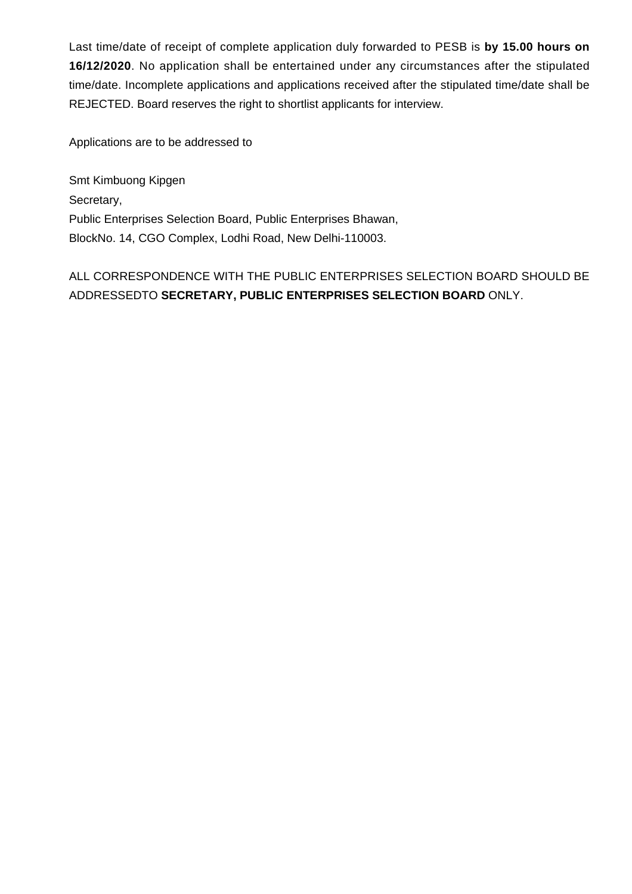Last time/date of receipt of complete application duly forwarded to PESB is **by 15.00 hours on 16/12/2020**. No application shall be entertained under any circumstances after the stipulated time/date. Incomplete applications and applications received after the stipulated time/date shall be REJECTED. Board reserves the right to shortlist applicants for interview.

Applications are to be addressed to

Smt Kimbuong Kipgen
Secretary,
Public Enterprises Selection Board, Public Enterprises Bhawan,
BlockNo. 14, CGO Complex, Lodhi Road, New Delhi-110003.

ALL CORRESPONDENCE WITH THE PUBLIC ENTERPRISES SELECTION BOARD SHOULD BE ADDRESSEDTO **SECRETARY, PUBLIC ENTERPRISES SELECTION BOARD** ONLY.